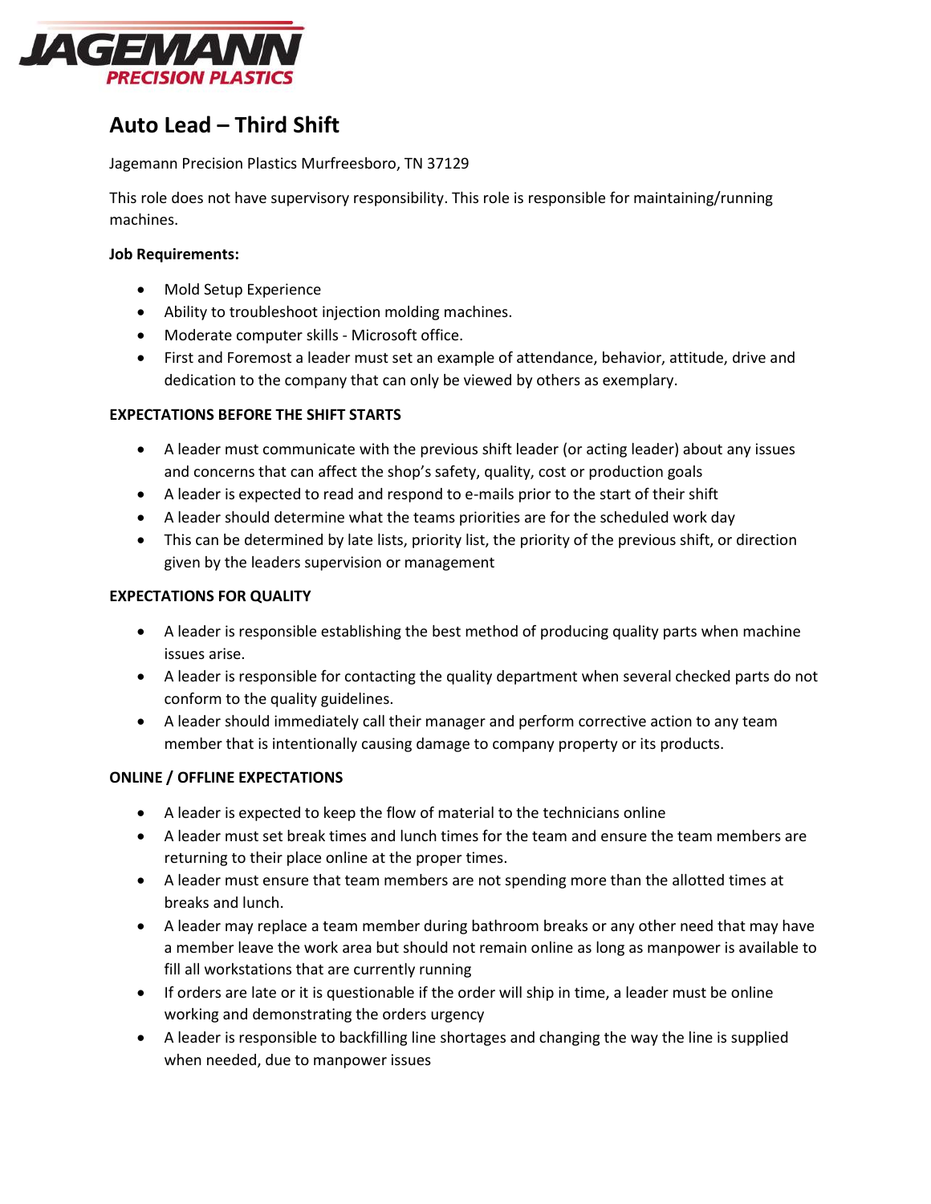JAGEMANN PRECISION PLASTICS

# Auto Lead – Third Shift

Jagemann Precision Plastics Murfreesboro, TN 37129

This role does not have supervisory responsibility. This role is responsible for maintaining/running machines.

**Job Requirements:**

- Mold Setup Experience
- Ability to troubleshoot injection molding machines.
- Moderate computer skills - Microsoft office.
- First and Foremost a leader must set an example of attendance, behavior, attitude, drive and dedication to the company that can only be viewed by others as exemplary.

**EXPECTATIONS BEFORE THE SHIFT STARTS**

- A leader must communicate with the previous shift leader (or acting leader) about any issues and concerns that can affect the shop's safety, quality, cost or production goals
- A leader is expected to read and respond to e-mails prior to the start of their shift
- A leader should determine what the teams priorities are for the scheduled work day
- This can be determined by late lists, priority list, the priority of the previous shift, or direction given by the leaders supervision or management

**EXPECTATIONS FOR QUALITY**

- A leader is responsible establishing the best method of producing quality parts when machine issues arise.
- A leader is responsible for contacting the quality department when several checked parts do not conform to the quality guidelines.
- A leader should immediately call their manager and perform corrective action to any team member that is intentionally causing damage to company property or its products.

**ONLINE / OFFLINE EXPECTATIONS**

- A leader is expected to keep the flow of material to the technicians online
- A leader must set break times and lunch times for the team and ensure the team members are returning to their place online at the proper times.
- A leader must ensure that team members are not spending more than the allotted times at breaks and lunch.
- A leader may replace a team member during bathroom breaks or any other need that may have a member leave the work area but should not remain online as long as manpower is available to fill all workstations that are currently running
- If orders are late or it is questionable if the order will ship in time, a leader must be online working and demonstrating the orders urgency
- A leader is responsible to backfilling line shortages and changing the way the line is supplied when needed, due to manpower issues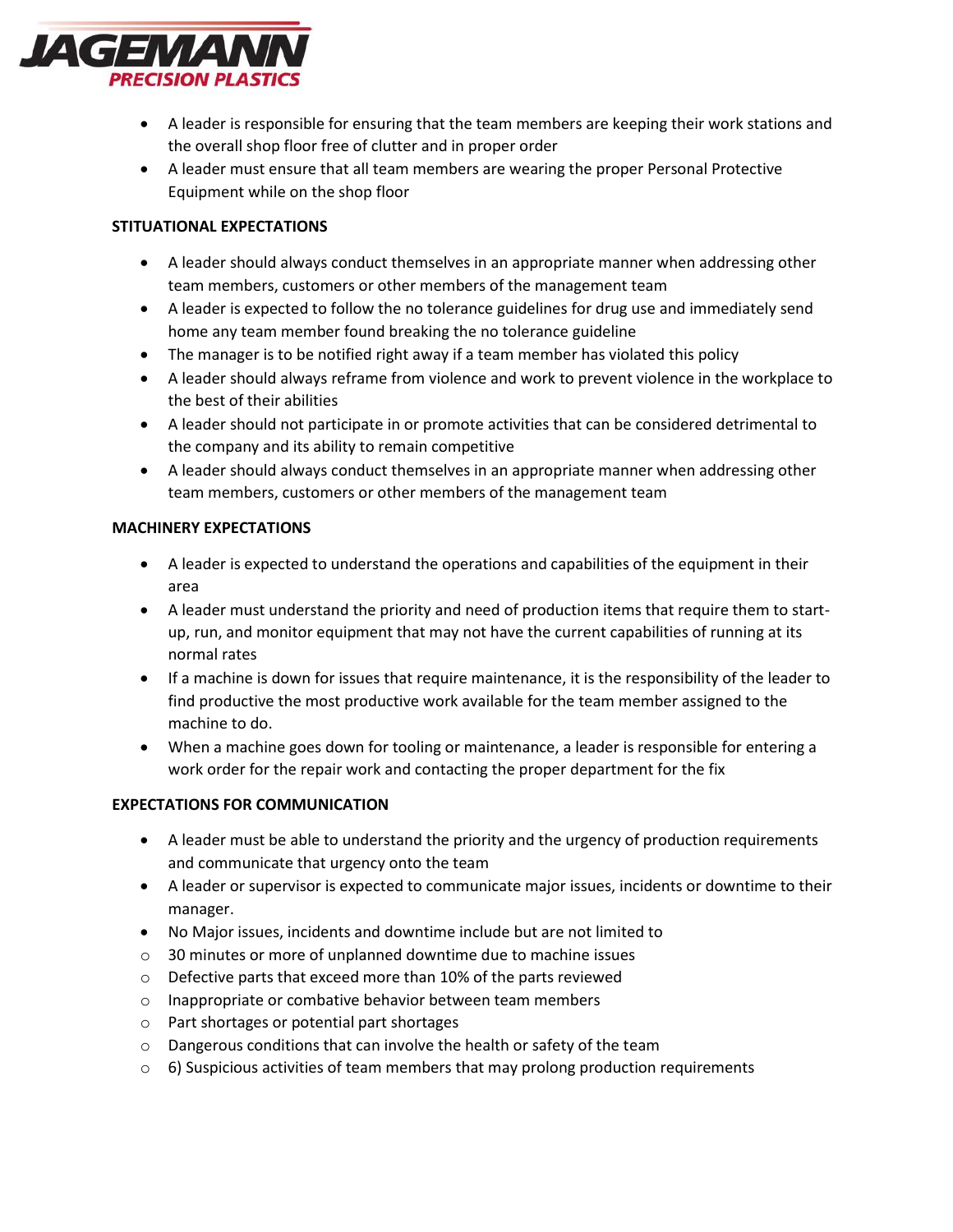- A leader is responsible for ensuring that the team members are keeping their work stations and the overall shop floor free of clutter and in proper order
- A leader must ensure that all team members are wearing the proper Personal Protective Equipment while on the shop floor

**STITUATIONAL EXPECTATIONS**

- A leader should always conduct themselves in an appropriate manner when addressing other team members, customers or other members of the management team
- A leader is expected to follow the no tolerance guidelines for drug use and immediately send home any team member found breaking the no tolerance guideline
- The manager is to be notified right away if a team member has violated this policy
- A leader should always reframe from violence and work to prevent violence in the workplace to the best of their abilities
- A leader should not participate in or promote activities that can be considered detrimental to the company and its ability to remain competitive
- A leader should always conduct themselves in an appropriate manner when addressing other team members, customers or other members of the management team

**MACHINERY EXPECTATIONS**

- A leader is expected to understand the operations and capabilities of the equipment in their area
- A leader must understand the priority and need of production items that require them to start-up, run, and monitor equipment that may not have the current capabilities of running at its normal rates
- If a machine is down for issues that require maintenance, it is the responsibility of the leader to find productive the most productive work available for the team member assigned to the machine to do.
- When a machine goes down for tooling or maintenance, a leader is responsible for entering a work order for the repair work and contacting the proper department for the fix

**EXPECTATIONS FOR COMMUNICATION**

- A leader must be able to understand the priority and the urgency of production requirements and communicate that urgency onto the team
- A leader or supervisor is expected to communicate major issues, incidents or downtime to their manager.
- No Major issues, incidents and downtime include but are not limited to
  - 30 minutes or more of unplanned downtime due to machine issues
  - Defective parts that exceed more than 10% of the parts reviewed
  - Inappropriate or combative behavior between team members
  - Part shortages or potential part shortages
  - Dangerous conditions that can involve the health or safety of the team
  - 6) Suspicious activities of team members that may prolong production requirements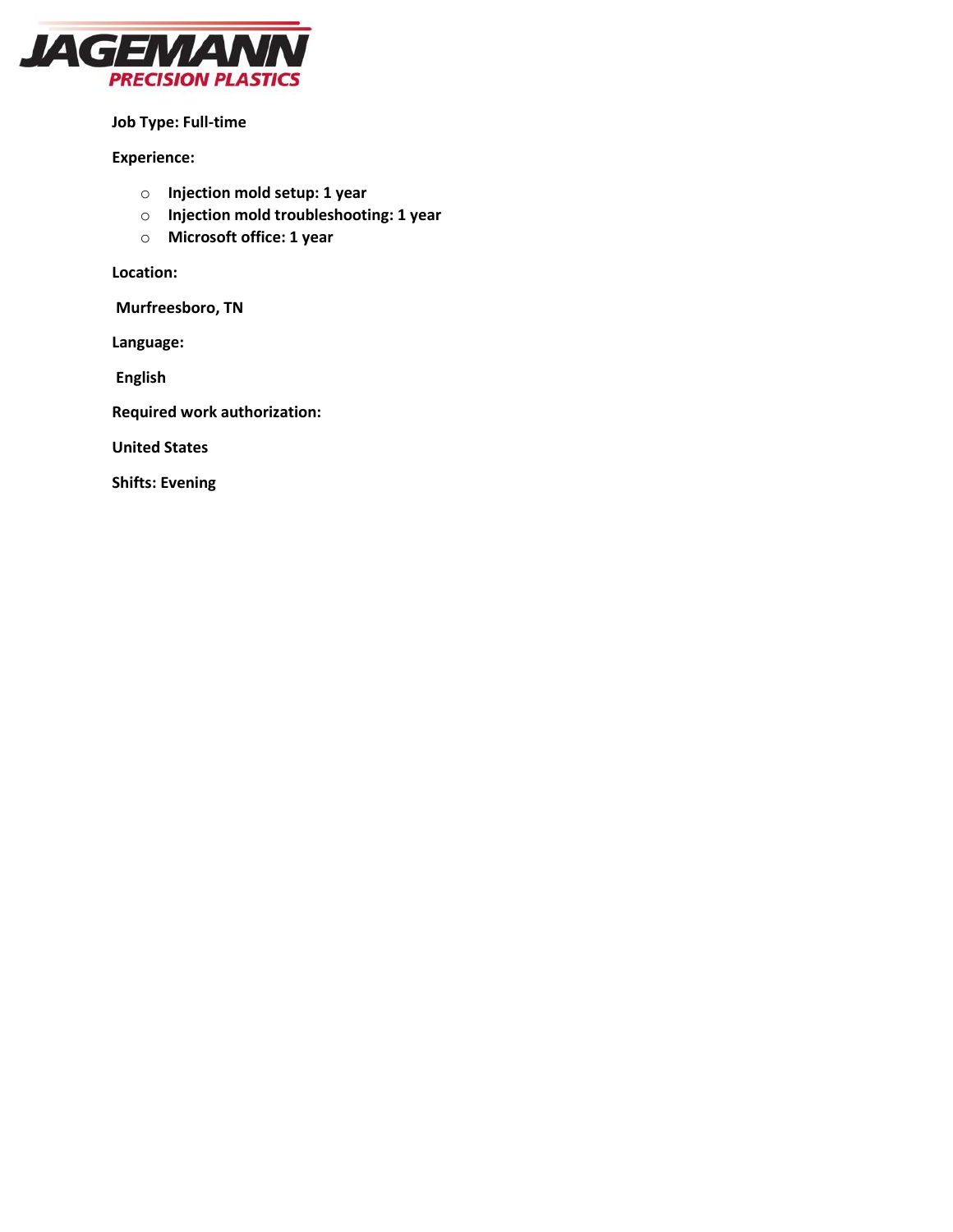JAGEMANN
PRECISION PLASTICS

**Job Type: Full-time**

**Experience:**

- **Injection mold setup: 1 year**
- **Injection mold troubleshooting: 1 year**
- **Microsoft office: 1 year**

**Location:**

**Murfreesboro, TN**

**Language:**

**English**

**Required work authorization:**

**United States**

**Shifts: Evening**